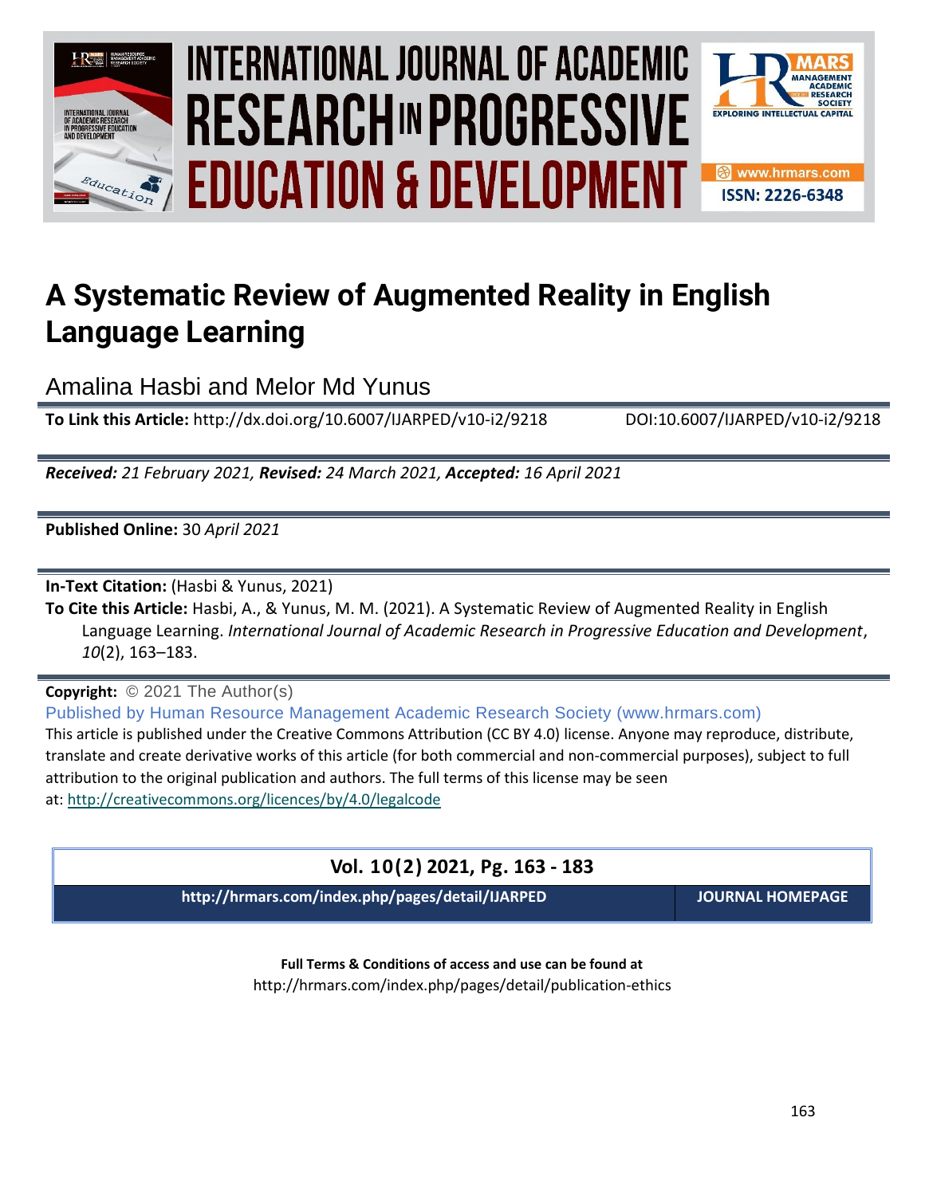# A Systematic Review of Augmented Reality in English Language Learning

Amalina Hasbi and Melor Md Yunus

**To Link this Article:** http://dx.doi.org/10.6007/IJARPED/v10-i2/9218 DOI:10.6007/IJARPED/v10-i2/9218

***Received:*** *21 February 2021,* ***Revised:*** *24 March 2021,* ***Accepted:*** *16 April 2021*

**Published Online:** 30 *April 2021*

**In-Text Citation:** (Hasbi & Yunus, 2021)

**To Cite this Article:** Hasbi, A., & Yunus, M. M. (2021). A Systematic Review of Augmented Reality in English Language Learning. *International Journal of Academic Research in Progressive Education and Development*, *10*(2), 163–183.

**Copyright:** © 2021 The Author(s)

Published by Human Resource Management Academic Research Society (www.hrmars.com)

This article is published under the Creative Commons Attribution (CC BY 4.0) license. Anyone may reproduce, distribute, translate and create derivative works of this article (for both commercial and non-commercial purposes), subject to full attribution to the original publication and authors. The full terms of this license may be seen at: http://creativecommons.org/licences/by/4.0/legalcode

**Vol. 10(2) 2021, Pg. 163 - 183**

**http://hrmars.com/index.php/pages/detail/IJARPED** **JOURNAL HOMEPAGE**

**Full Terms & Conditions of access and use can be found at**

http://hrmars.com/index.php/pages/detail/publication-ethics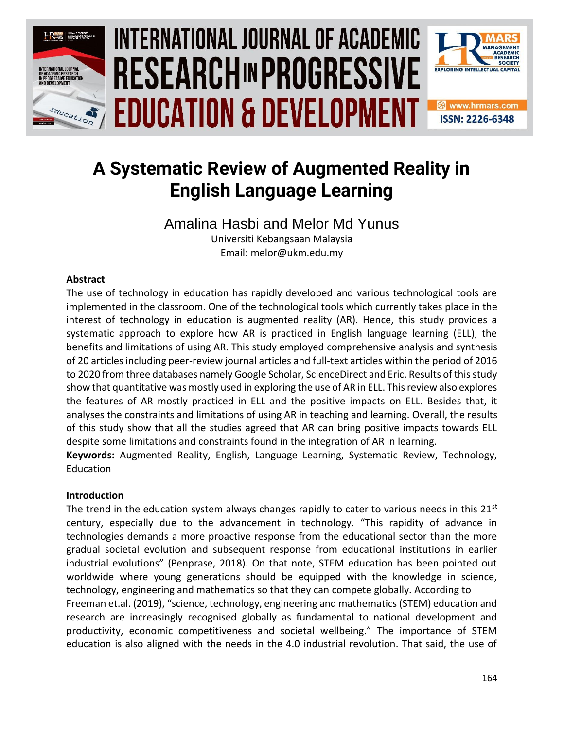# A Systematic Review of Augmented Reality in English Language Learning

Amalina Hasbi and Melor Md Yunus

Universiti Kebangsaan Malaysia

Email: melor@ukm.edu.my

## Abstract

The use of technology in education has rapidly developed and various technological tools are implemented in the classroom. One of the technological tools which currently takes place in the interest of technology in education is augmented reality (AR). Hence, this study provides a systematic approach to explore how AR is practiced in English language learning (ELL), the benefits and limitations of using AR. This study employed comprehensive analysis and synthesis of 20 articles including peer-review journal articles and full-text articles within the period of 2016 to 2020 from three databases namely Google Scholar, ScienceDirect and Eric. Results of this study show that quantitative was mostly used in exploring the use of AR in ELL. This review also explores the features of AR mostly practiced in ELL and the positive impacts on ELL. Besides that, it analyses the constraints and limitations of using AR in teaching and learning. Overall, the results of this study show that all the studies agreed that AR can bring positive impacts towards ELL despite some limitations and constraints found in the integration of AR in learning.

**Keywords:** Augmented Reality, English, Language Learning, Systematic Review, Technology, Education

## Introduction

The trend in the education system always changes rapidly to cater to various needs in this 21st century, especially due to the advancement in technology. "This rapidity of advance in technologies demands a more proactive response from the educational sector than the more gradual societal evolution and subsequent response from educational institutions in earlier industrial evolutions" (Penprase, 2018). On that note, STEM education has been pointed out worldwide where young generations should be equipped with the knowledge in science, technology, engineering and mathematics so that they can compete globally. According to Freeman et.al. (2019), "science, technology, engineering and mathematics (STEM) education and research are increasingly recognised globally as fundamental to national development and productivity, economic competitiveness and societal wellbeing." The importance of STEM education is also aligned with the needs in the 4.0 industrial revolution. That said, the use of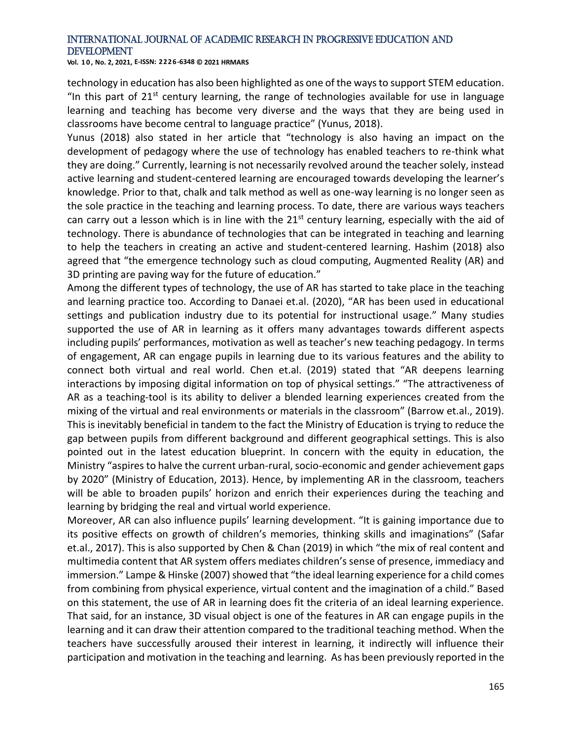technology in education has also been highlighted as one of the ways to support STEM education. "In this part of 21st century learning, the range of technologies available for use in language learning and teaching has become very diverse and the ways that they are being used in classrooms have become central to language practice" (Yunus, 2018).

Yunus (2018) also stated in her article that "technology is also having an impact on the development of pedagogy where the use of technology has enabled teachers to re-think what they are doing." Currently, learning is not necessarily revolved around the teacher solely, instead active learning and student-centered learning are encouraged towards developing the learner's knowledge. Prior to that, chalk and talk method as well as one-way learning is no longer seen as the sole practice in the teaching and learning process. To date, there are various ways teachers can carry out a lesson which is in line with the 21st century learning, especially with the aid of technology. There is abundance of technologies that can be integrated in teaching and learning to help the teachers in creating an active and student-centered learning. Hashim (2018) also agreed that "the emergence technology such as cloud computing, Augmented Reality (AR) and 3D printing are paving way for the future of education."

Among the different types of technology, the use of AR has started to take place in the teaching and learning practice too. According to Danaei et.al. (2020), "AR has been used in educational settings and publication industry due to its potential for instructional usage." Many studies supported the use of AR in learning as it offers many advantages towards different aspects including pupils' performances, motivation as well as teacher's new teaching pedagogy. In terms of engagement, AR can engage pupils in learning due to its various features and the ability to connect both virtual and real world. Chen et.al. (2019) stated that "AR deepens learning interactions by imposing digital information on top of physical settings." "The attractiveness of AR as a teaching-tool is its ability to deliver a blended learning experiences created from the mixing of the virtual and real environments or materials in the classroom" (Barrow et.al., 2019). This is inevitably beneficial in tandem to the fact the Ministry of Education is trying to reduce the gap between pupils from different background and different geographical settings. This is also pointed out in the latest education blueprint. In concern with the equity in education, the Ministry "aspires to halve the current urban-rural, socio-economic and gender achievement gaps by 2020" (Ministry of Education, 2013). Hence, by implementing AR in the classroom, teachers will be able to broaden pupils' horizon and enrich their experiences during the teaching and learning by bridging the real and virtual world experience.

Moreover, AR can also influence pupils' learning development. "It is gaining importance due to its positive effects on growth of children's memories, thinking skills and imaginations" (Safar et.al., 2017). This is also supported by Chen & Chan (2019) in which "the mix of real content and multimedia content that AR system offers mediates children's sense of presence, immediacy and immersion." Lampe & Hinske (2007) showed that "the ideal learning experience for a child comes from combining from physical experience, virtual content and the imagination of a child." Based on this statement, the use of AR in learning does fit the criteria of an ideal learning experience. That said, for an instance, 3D visual object is one of the features in AR can engage pupils in the learning and it can draw their attention compared to the traditional teaching method. When the teachers have successfully aroused their interest in learning, it indirectly will influence their participation and motivation in the teaching and learning. As has been previously reported in the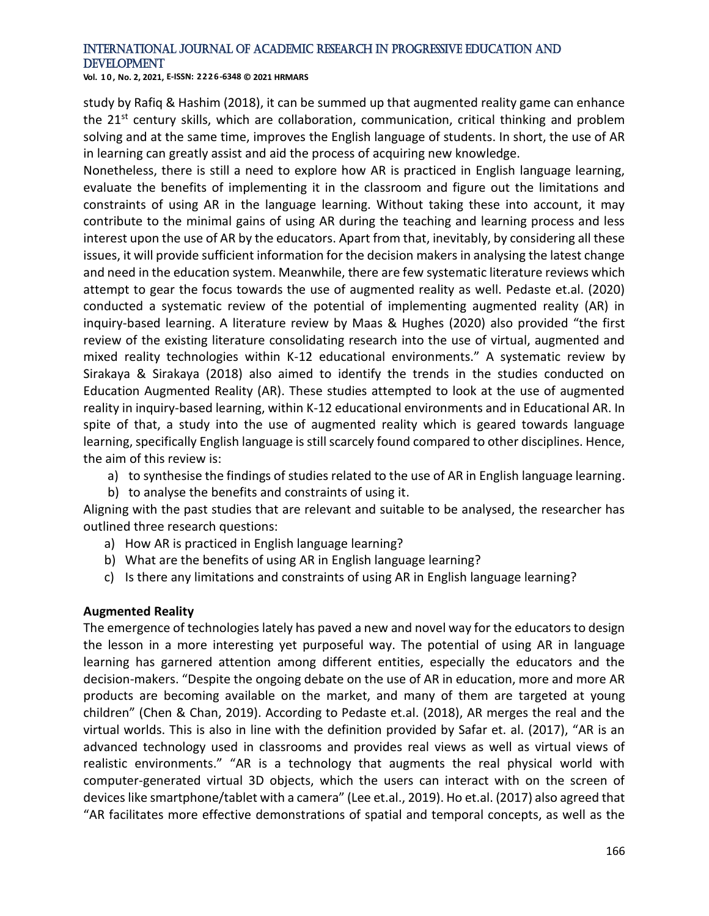study by Rafiq & Hashim (2018), it can be summed up that augmented reality game can enhance the 21st century skills, which are collaboration, communication, critical thinking and problem solving and at the same time, improves the English language of students. In short, the use of AR in learning can greatly assist and aid the process of acquiring new knowledge.

Nonetheless, there is still a need to explore how AR is practiced in English language learning, evaluate the benefits of implementing it in the classroom and figure out the limitations and constraints of using AR in the language learning. Without taking these into account, it may contribute to the minimal gains of using AR during the teaching and learning process and less interest upon the use of AR by the educators. Apart from that, inevitably, by considering all these issues, it will provide sufficient information for the decision makers in analysing the latest change and need in the education system. Meanwhile, there are few systematic literature reviews which attempt to gear the focus towards the use of augmented reality as well. Pedaste et.al. (2020) conducted a systematic review of the potential of implementing augmented reality (AR) in inquiry-based learning. A literature review by Maas & Hughes (2020) also provided "the first review of the existing literature consolidating research into the use of virtual, augmented and mixed reality technologies within K-12 educational environments." A systematic review by Sirakaya & Sirakaya (2018) also aimed to identify the trends in the studies conducted on Education Augmented Reality (AR). These studies attempted to look at the use of augmented reality in inquiry-based learning, within K-12 educational environments and in Educational AR. In spite of that, a study into the use of augmented reality which is geared towards language learning, specifically English language is still scarcely found compared to other disciplines. Hence, the aim of this review is:

a) to synthesise the findings of studies related to the use of AR in English language learning.
b) to analyse the benefits and constraints of using it.

Aligning with the past studies that are relevant and suitable to be analysed, the researcher has outlined three research questions:

a) How AR is practiced in English language learning?
b) What are the benefits of using AR in English language learning?
c) Is there any limitations and constraints of using AR in English language learning?

**Augmented Reality**

The emergence of technologies lately has paved a new and novel way for the educators to design the lesson in a more interesting yet purposeful way. The potential of using AR in language learning has garnered attention among different entities, especially the educators and the decision-makers. "Despite the ongoing debate on the use of AR in education, more and more AR products are becoming available on the market, and many of them are targeted at young children" (Chen & Chan, 2019). According to Pedaste et.al. (2018), AR merges the real and the virtual worlds. This is also in line with the definition provided by Safar et. al. (2017), "AR is an advanced technology used in classrooms and provides real views as well as virtual views of realistic environments." "AR is a technology that augments the real physical world with computer-generated virtual 3D objects, which the users can interact with on the screen of devices like smartphone/tablet with a camera" (Lee et.al., 2019). Ho et.al. (2017) also agreed that "AR facilitates more effective demonstrations of spatial and temporal concepts, as well as the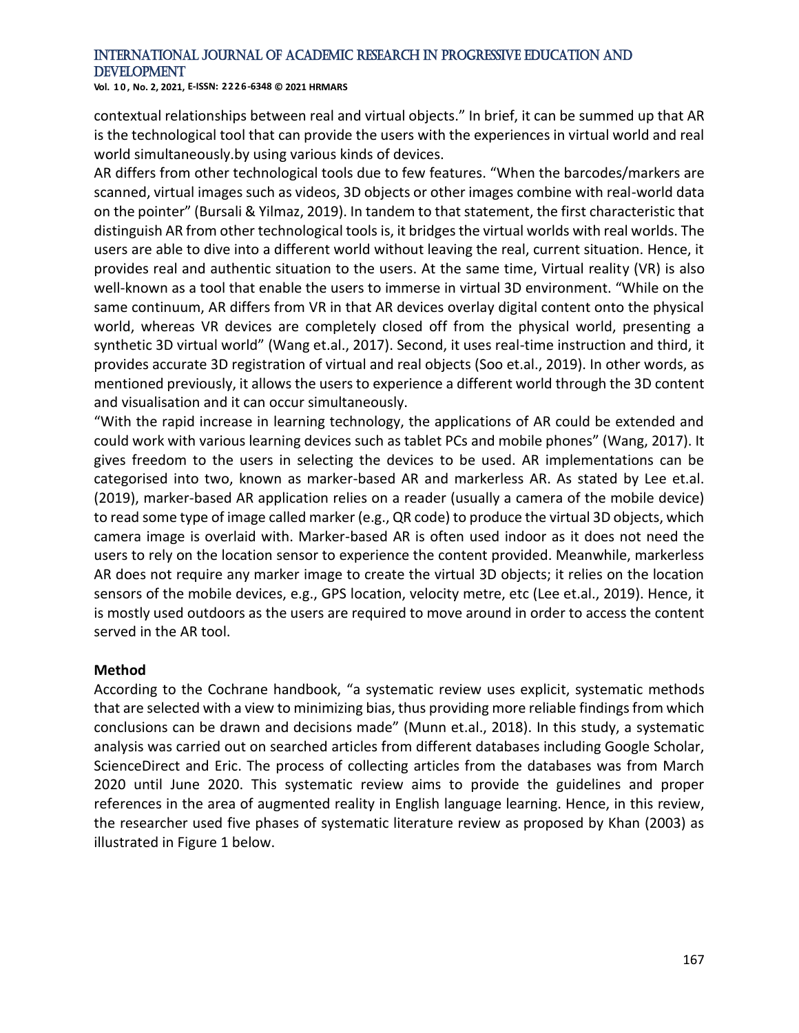contextual relationships between real and virtual objects." In brief, it can be summed up that AR is the technological tool that can provide the users with the experiences in virtual world and real world simultaneously.by using various kinds of devices.

AR differs from other technological tools due to few features. "When the barcodes/markers are scanned, virtual images such as videos, 3D objects or other images combine with real-world data on the pointer" (Bursali & Yilmaz, 2019). In tandem to that statement, the first characteristic that distinguish AR from other technological tools is, it bridges the virtual worlds with real worlds. The users are able to dive into a different world without leaving the real, current situation. Hence, it provides real and authentic situation to the users. At the same time, Virtual reality (VR) is also well-known as a tool that enable the users to immerse in virtual 3D environment. "While on the same continuum, AR differs from VR in that AR devices overlay digital content onto the physical world, whereas VR devices are completely closed off from the physical world, presenting a synthetic 3D virtual world" (Wang et.al., 2017). Second, it uses real-time instruction and third, it provides accurate 3D registration of virtual and real objects (Soo et.al., 2019). In other words, as mentioned previously, it allows the users to experience a different world through the 3D content and visualisation and it can occur simultaneously.

"With the rapid increase in learning technology, the applications of AR could be extended and could work with various learning devices such as tablet PCs and mobile phones" (Wang, 2017). It gives freedom to the users in selecting the devices to be used. AR implementations can be categorised into two, known as marker-based AR and markerless AR. As stated by Lee et.al. (2019), marker-based AR application relies on a reader (usually a camera of the mobile device) to read some type of image called marker (e.g., QR code) to produce the virtual 3D objects, which camera image is overlaid with. Marker-based AR is often used indoor as it does not need the users to rely on the location sensor to experience the content provided. Meanwhile, markerless AR does not require any marker image to create the virtual 3D objects; it relies on the location sensors of the mobile devices, e.g., GPS location, velocity metre, etc (Lee et.al., 2019). Hence, it is mostly used outdoors as the users are required to move around in order to access the content served in the AR tool.

## Method

According to the Cochrane handbook, "a systematic review uses explicit, systematic methods that are selected with a view to minimizing bias, thus providing more reliable findings from which conclusions can be drawn and decisions made" (Munn et.al., 2018). In this study, a systematic analysis was carried out on searched articles from different databases including Google Scholar, ScienceDirect and Eric. The process of collecting articles from the databases was from March 2020 until June 2020. This systematic review aims to provide the guidelines and proper references in the area of augmented reality in English language learning. Hence, in this review, the researcher used five phases of systematic literature review as proposed by Khan (2003) as illustrated in Figure 1 below.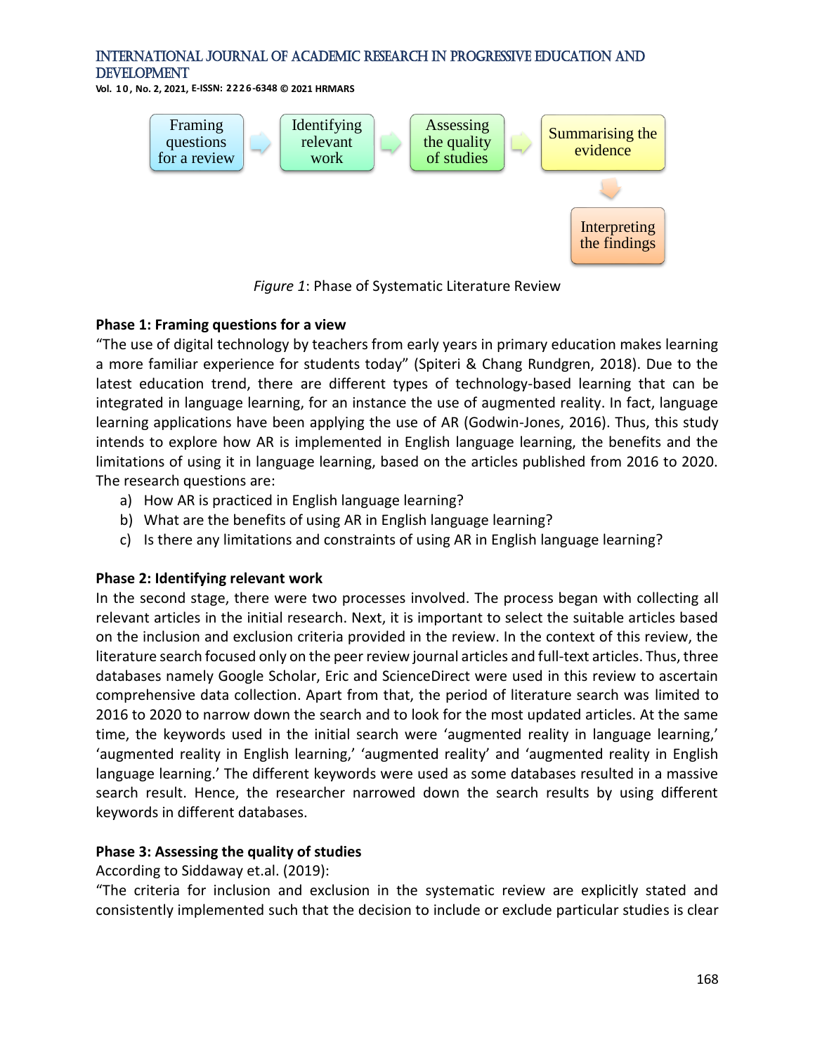Framing questions for a review → Identifying relevant work → Assessing the quality of studies → Summarising the evidence → Interpreting the findings

*Figure 1*: Phase of Systematic Literature Review

**Phase 1: Framing questions for a view**

"The use of digital technology by teachers from early years in primary education makes learning a more familiar experience for students today" (Spiteri & Chang Rundgren, 2018). Due to the latest education trend, there are different types of technology-based learning that can be integrated in language learning, for an instance the use of augmented reality. In fact, language learning applications have been applying the use of AR (Godwin-Jones, 2016). Thus, this study intends to explore how AR is implemented in English language learning, the benefits and the limitations of using it in language learning, based on the articles published from 2016 to 2020. The research questions are:

a) How AR is practiced in English language learning?
b) What are the benefits of using AR in English language learning?
c) Is there any limitations and constraints of using AR in English language learning?

**Phase 2: Identifying relevant work**

In the second stage, there were two processes involved. The process began with collecting all relevant articles in the initial research. Next, it is important to select the suitable articles based on the inclusion and exclusion criteria provided in the review. In the context of this review, the literature search focused only on the peer review journal articles and full-text articles. Thus, three databases namely Google Scholar, Eric and ScienceDirect were used in this review to ascertain comprehensive data collection. Apart from that, the period of literature search was limited to 2016 to 2020 to narrow down the search and to look for the most updated articles. At the same time, the keywords used in the initial search were 'augmented reality in language learning,' 'augmented reality in English learning,' 'augmented reality' and 'augmented reality in English language learning.' The different keywords were used as some databases resulted in a massive search result. Hence, the researcher narrowed down the search results by using different keywords in different databases.

**Phase 3: Assessing the quality of studies**

According to Siddaway et.al. (2019):

"The criteria for inclusion and exclusion in the systematic review are explicitly stated and consistently implemented such that the decision to include or exclude particular studies is clear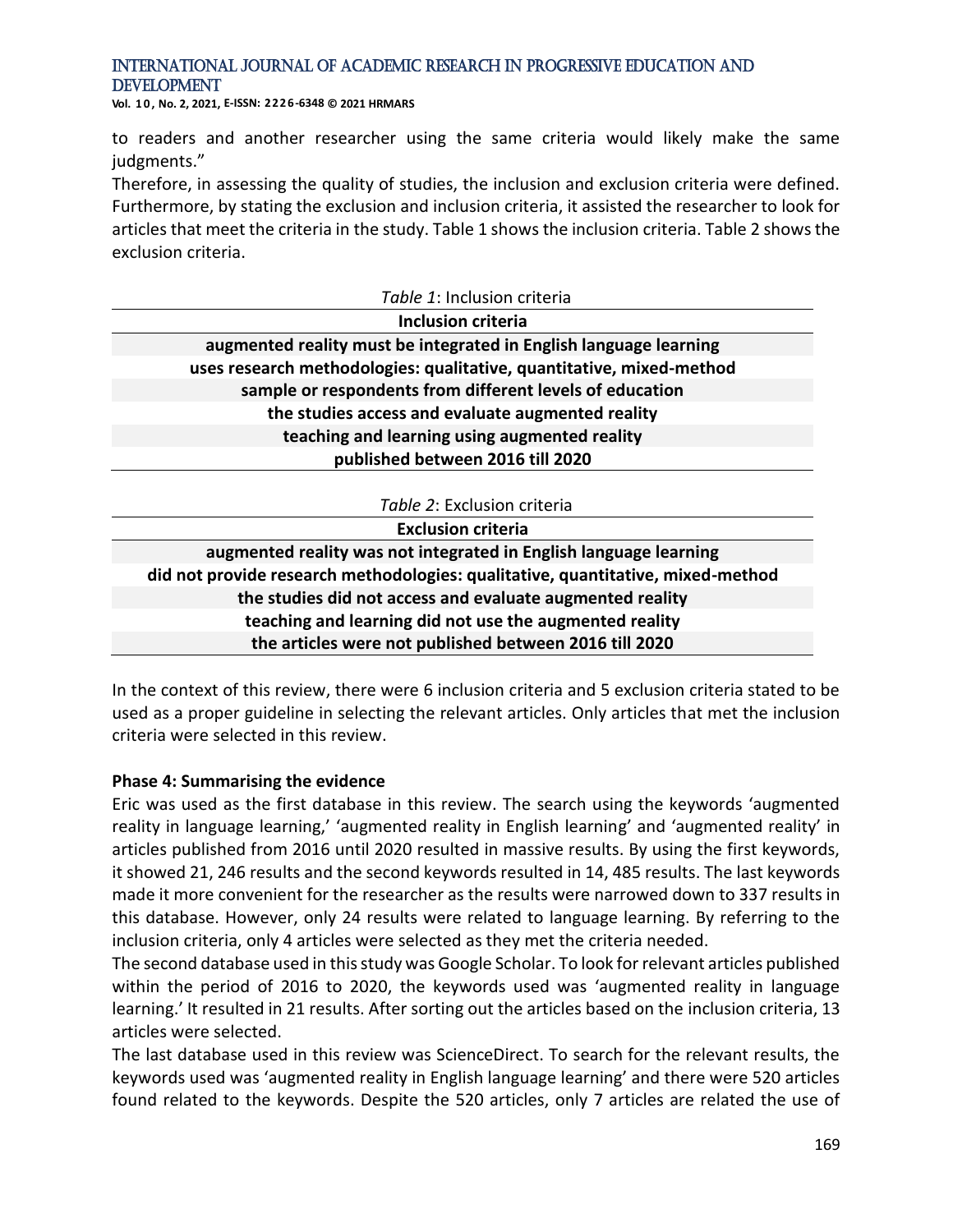to readers and another researcher using the same criteria would likely make the same judgments."

Therefore, in assessing the quality of studies, the inclusion and exclusion criteria were defined. Furthermore, by stating the exclusion and inclusion criteria, it assisted the researcher to look for articles that meet the criteria in the study. Table 1 shows the inclusion criteria. Table 2 shows the exclusion criteria.

*Table 1*: Inclusion criteria

| **Inclusion criteria** |
|---|
| **augmented reality must be integrated in English language learning** |
| **uses research methodologies: qualitative, quantitative, mixed-method** |
| **sample or respondents from different levels of education** |
| **the studies access and evaluate augmented reality** |
| **teaching and learning using augmented reality** |
| **published between 2016 till 2020** |

*Table 2*: Exclusion criteria

| **Exclusion criteria** |
|---|
| **augmented reality was not integrated in English language learning** |
| **did not provide research methodologies: qualitative, quantitative, mixed-method** |
| **the studies did not access and evaluate augmented reality** |
| **teaching and learning did not use the augmented reality** |
| **the articles were not published between 2016 till 2020** |

In the context of this review, there were 6 inclusion criteria and 5 exclusion criteria stated to be used as a proper guideline in selecting the relevant articles. Only articles that met the inclusion criteria were selected in this review.

**Phase 4: Summarising the evidence**

Eric was used as the first database in this review. The search using the keywords 'augmented reality in language learning,' 'augmented reality in English learning' and 'augmented reality' in articles published from 2016 until 2020 resulted in massive results. By using the first keywords, it showed 21, 246 results and the second keywords resulted in 14, 485 results. The last keywords made it more convenient for the researcher as the results were narrowed down to 337 results in this database. However, only 24 results were related to language learning. By referring to the inclusion criteria, only 4 articles were selected as they met the criteria needed.

The second database used in this study was Google Scholar. To look for relevant articles published within the period of 2016 to 2020, the keywords used was 'augmented reality in language learning.' It resulted in 21 results. After sorting out the articles based on the inclusion criteria, 13 articles were selected.

The last database used in this review was ScienceDirect. To search for the relevant results, the keywords used was 'augmented reality in English language learning' and there were 520 articles found related to the keywords. Despite the 520 articles, only 7 articles are related the use of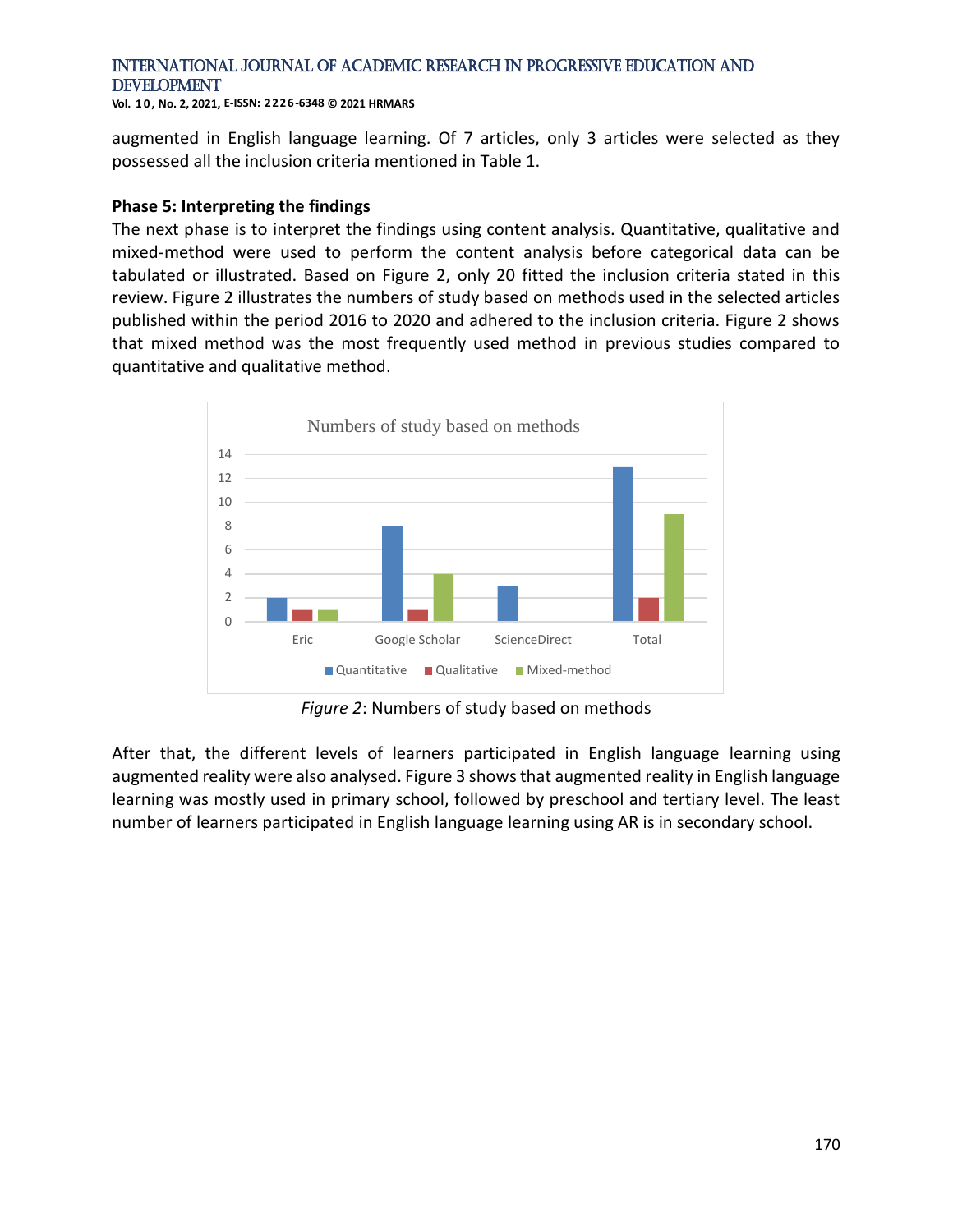augmented in English language learning. Of 7 articles, only 3 articles were selected as they possessed all the inclusion criteria mentioned in Table 1.

**Phase 5: Interpreting the findings**

The next phase is to interpret the findings using content analysis. Quantitative, qualitative and mixed-method were used to perform the content analysis before categorical data can be tabulated or illustrated. Based on Figure 2, only 20 fitted the inclusion criteria stated in this review. Figure 2 illustrates the numbers of study based on methods used in the selected articles published within the period 2016 to 2020 and adhered to the inclusion criteria. Figure 2 shows that mixed method was the most frequently used method in previous studies compared to quantitative and qualitative method.

*Figure 2*: Numbers of study based on methods

After that, the different levels of learners participated in English language learning using augmented reality were also analysed. Figure 3 shows that augmented reality in English language learning was mostly used in primary school, followed by preschool and tertiary level. The least number of learners participated in English language learning using AR is in secondary school.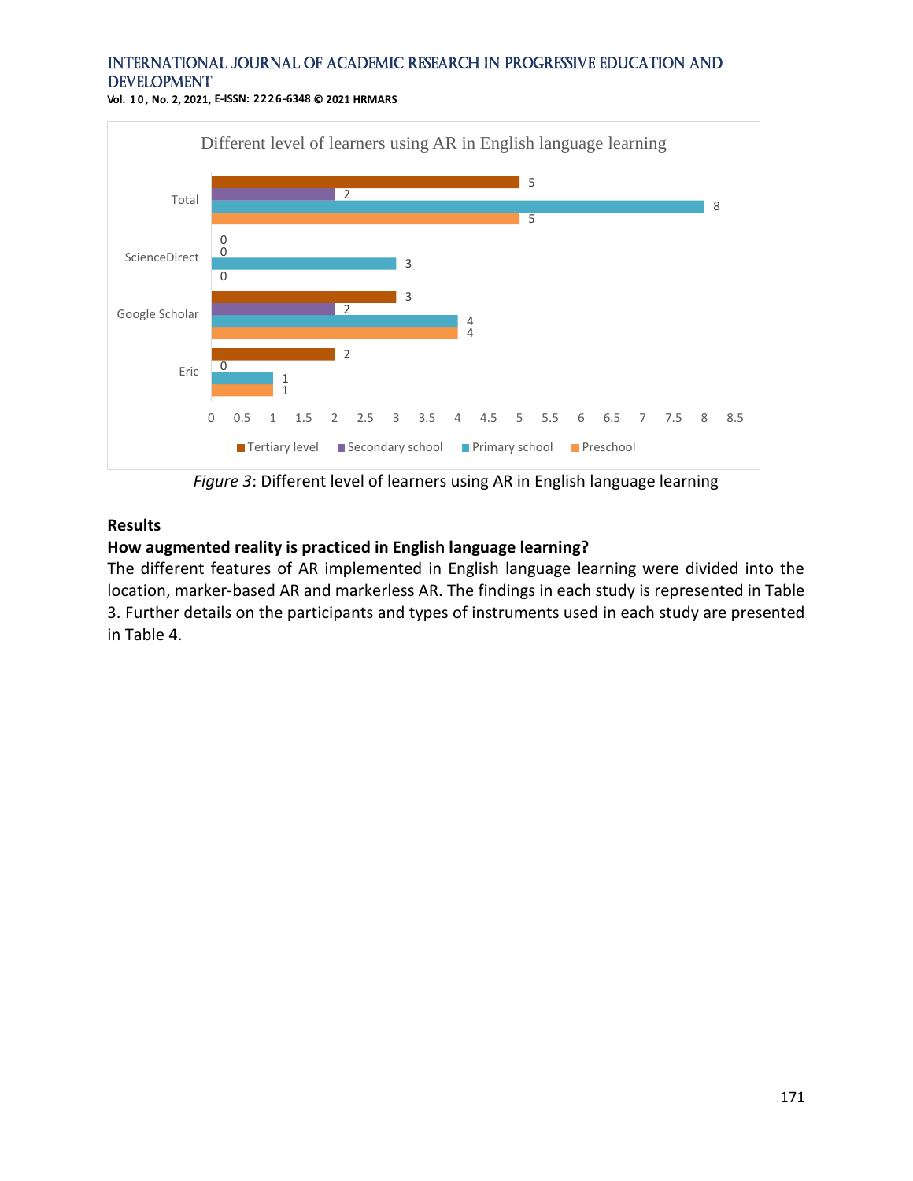**Different level of learners using AR in English language learning**

| | Tertiary level | Secondary school | Primary school | Preschool |
|---|---|---|---|---|
| Total | 5 | 2 | 8 | 5 |
| ScienceDirect | 0 | 0 | 3 | 0 |
| Google Scholar | 3 | 2 | 4 | 4 |
| Eric | 2 | 0 | 1 | 1 |

*Figure 3*: Different level of learners using AR in English language learning

## Results

### How augmented reality is practiced in English language learning?

The different features of AR implemented in English language learning were divided into the location, marker-based AR and markerless AR. The findings in each study is represented in Table 3. Further details on the participants and types of instruments used in each study are presented in Table 4.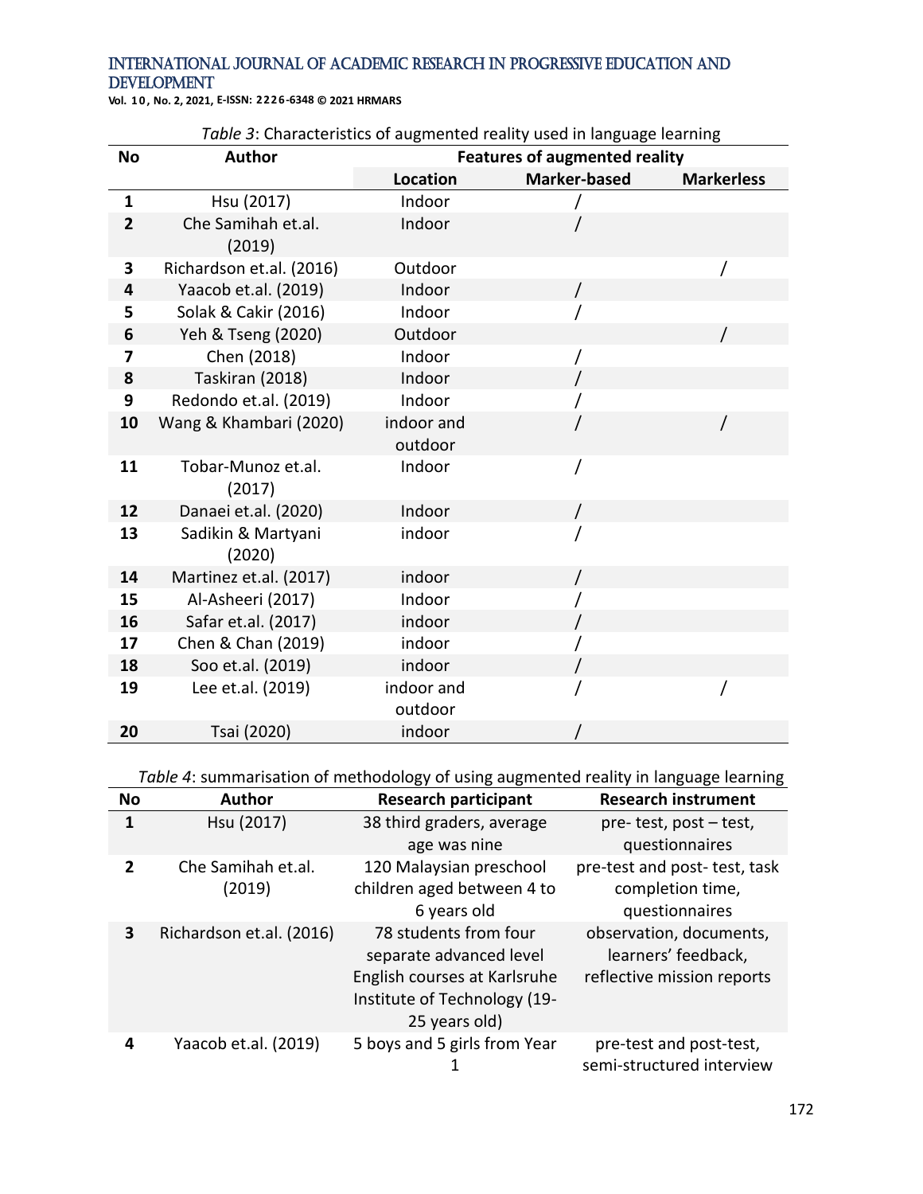*Table 3*: Characteristics of augmented reality used in language learning

| No | Author | Features of augmented reality | | |
|---|---|---|---|---|
| | | **Location** | **Marker-based** | **Markerless** |
| 1 | Hsu (2017) | Indoor | / | |
| 2 | Che Samihah et.al. (2019) | Indoor | / | |
| 3 | Richardson et.al. (2016) | Outdoor | | / |
| 4 | Yaacob et.al. (2019) | Indoor | / | |
| 5 | Solak & Cakir (2016) | Indoor | / | |
| 6 | Yeh & Tseng (2020) | Outdoor | | / |
| 7 | Chen (2018) | Indoor | / | |
| 8 | Taskiran (2018) | Indoor | / | |
| 9 | Redondo et.al. (2019) | Indoor | / | |
| 10 | Wang & Khambari (2020) | indoor and outdoor | / | / |
| 11 | Tobar-Munoz et.al. (2017) | Indoor | / | |
| 12 | Danaei et.al. (2020) | Indoor | / | |
| 13 | Sadikin & Martyani (2020) | indoor | / | |
| 14 | Martinez et.al. (2017) | indoor | / | |
| 15 | Al-Asheeri (2017) | Indoor | / | |
| 16 | Safar et.al. (2017) | indoor | / | |
| 17 | Chen & Chan (2019) | indoor | / | |
| 18 | Soo et.al. (2019) | indoor | / | |
| 19 | Lee et.al. (2019) | indoor and outdoor | / | / |
| 20 | Tsai (2020) | indoor | / | |

*Table 4*: summarisation of methodology of using augmented reality in language learning

| No | Author | Research participant | Research instrument |
|---|---|---|---|
| 1 | Hsu (2017) | 38 third graders, average age was nine | pre- test, post – test, questionnaires |
| 2 | Che Samihah et.al. (2019) | 120 Malaysian preschool children aged between 4 to 6 years old | pre-test and post- test, task completion time, questionnaires |
| 3 | Richardson et.al. (2016) | 78 students from four separate advanced level English courses at Karlsruhe Institute of Technology (19-25 years old) | observation, documents, learners' feedback, reflective mission reports |
| 4 | Yaacob et.al. (2019) | 5 boys and 5 girls from Year 1 | pre-test and post-test, semi-structured interview |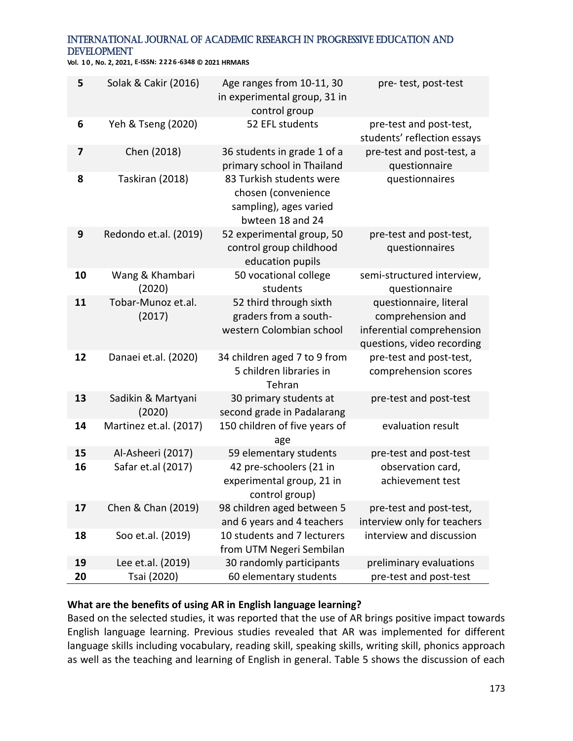| 5 | Solak & Cakir (2016) | Age ranges from 10-11, 30 in experimental group, 31 in control group | pre- test, post-test |
|---|---|---|---|
| 6 | Yeh & Tseng (2020) | 52 EFL students | pre-test and post-test, students' reflection essays |
| 7 | Chen (2018) | 36 students in grade 1 of a primary school in Thailand | pre-test and post-test, a questionnaire |
| 8 | Taskiran (2018) | 83 Turkish students were chosen (convenience sampling), ages varied bwteen 18 and 24 | questionnaires |
| 9 | Redondo et.al. (2019) | 52 experimental group, 50 control group childhood education pupils | pre-test and post-test, questionnaires |
| 10 | Wang & Khambari (2020) | 50 vocational college students | semi-structured interview, questionnaire |
| 11 | Tobar-Munoz et.al. (2017) | 52 third through sixth graders from a south-western Colombian school | questionnaire, literal comprehension and inferential comprehension questions, video recording |
| 12 | Danaei et.al. (2020) | 34 children aged 7 to 9 from 5 children libraries in Tehran | pre-test and post-test, comprehension scores |
| 13 | Sadikin & Martyani (2020) | 30 primary students at second grade in Padalarang | pre-test and post-test |
| 14 | Martinez et.al. (2017) | 150 children of five years of age | evaluation result |
| 15 | Al-Asheeri (2017) | 59 elementary students | pre-test and post-test |
| 16 | Safar et.al (2017) | 42 pre-schoolers (21 in experimental group, 21 in control group) | observation card, achievement test |
| 17 | Chen & Chan (2019) | 98 children aged between 5 and 6 years and 4 teachers | pre-test and post-test, interview only for teachers |
| 18 | Soo et.al. (2019) | 10 students and 7 lecturers from UTM Negeri Sembilan | interview and discussion |
| 19 | Lee et.al. (2019) | 30 randomly participants | preliminary evaluations |
| 20 | Tsai (2020) | 60 elementary students | pre-test and post-test |

**What are the benefits of using AR in English language learning?**

Based on the selected studies, it was reported that the use of AR brings positive impact towards English language learning. Previous studies revealed that AR was implemented for different language skills including vocabulary, reading skill, speaking skills, writing skill, phonics approach as well as the teaching and learning of English in general. Table 5 shows the discussion of each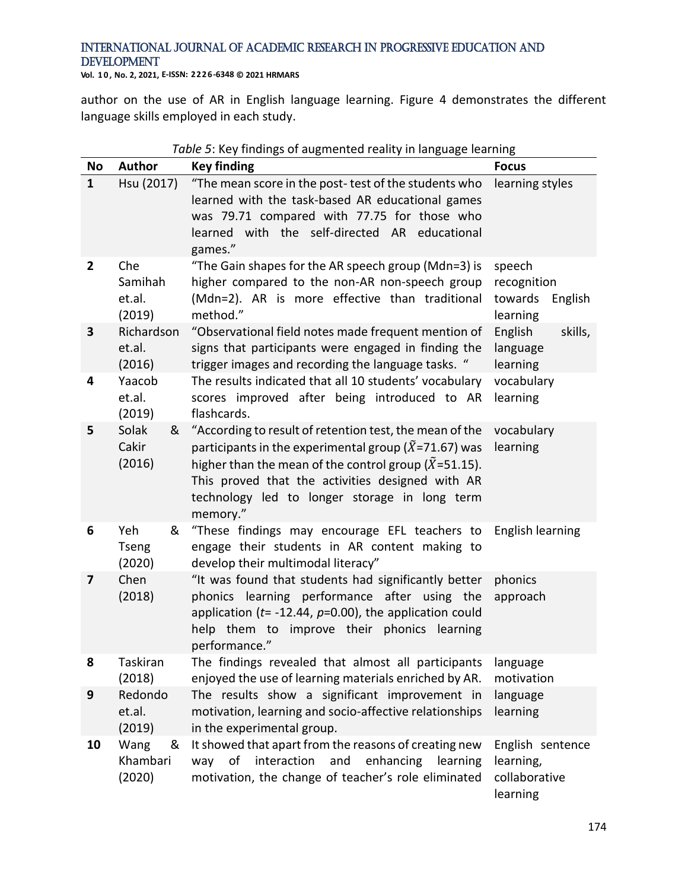author on the use of AR in English language learning. Figure 4 demonstrates the different language skills employed in each study.

*Table 5*: Key findings of augmented reality in language learning

| No | Author | Key finding | Focus |
|---|---|---|---|
| 1 | Hsu (2017) | "The mean score in the post- test of the students who learned with the task-based AR educational games was 79.71 compared with 77.75 for those who learned with the self-directed AR educational games." | learning styles |
| 2 | Che Samihah et.al. (2019) | "The Gain shapes for the AR speech group (Mdn=3) is higher compared to the non-AR non-speech group (Mdn=2). AR is more effective than traditional method." | speech recognition towards English learning |
| 3 | Richardson et.al. (2016) | "Observational field notes made frequent mention of signs that participants were engaged in finding the trigger images and recording the language tasks. " | English skills, language learning |
| 4 | Yaacob et.al. (2019) | The results indicated that all 10 students' vocabulary scores improved after being introduced to AR flashcards. | vocabulary learning |
| 5 | Solak & Cakir (2016) | "According to result of retention test, the mean of the participants in the experimental group ($\bar{X}$=71.67) was higher than the mean of the control group ($\bar{X}$=51.15). This proved that the activities designed with AR technology led to longer storage in long term memory." | vocabulary learning |
| 6 | Yeh & Tseng (2020) | "These findings may encourage EFL teachers to engage their students in AR content making to develop their multimodal literacy" | English learning |
| 7 | Chen (2018) | "It was found that students had significantly better phonics learning performance after using the application (*t*= -12.44, *p*=0.00), the application could help them to improve their phonics learning performance." | phonics approach |
| 8 | Taskiran (2018) | The findings revealed that almost all participants enjoyed the use of learning materials enriched by AR. | language motivation |
| 9 | Redondo et.al. (2019) | The results show a significant improvement in motivation, learning and socio-affective relationships in the experimental group. | language learning |
| 10 | Wang & Khambari (2020) | It showed that apart from the reasons of creating new way of interaction and enhancing learning motivation, the change of teacher's role eliminated | English sentence learning, collaborative learning |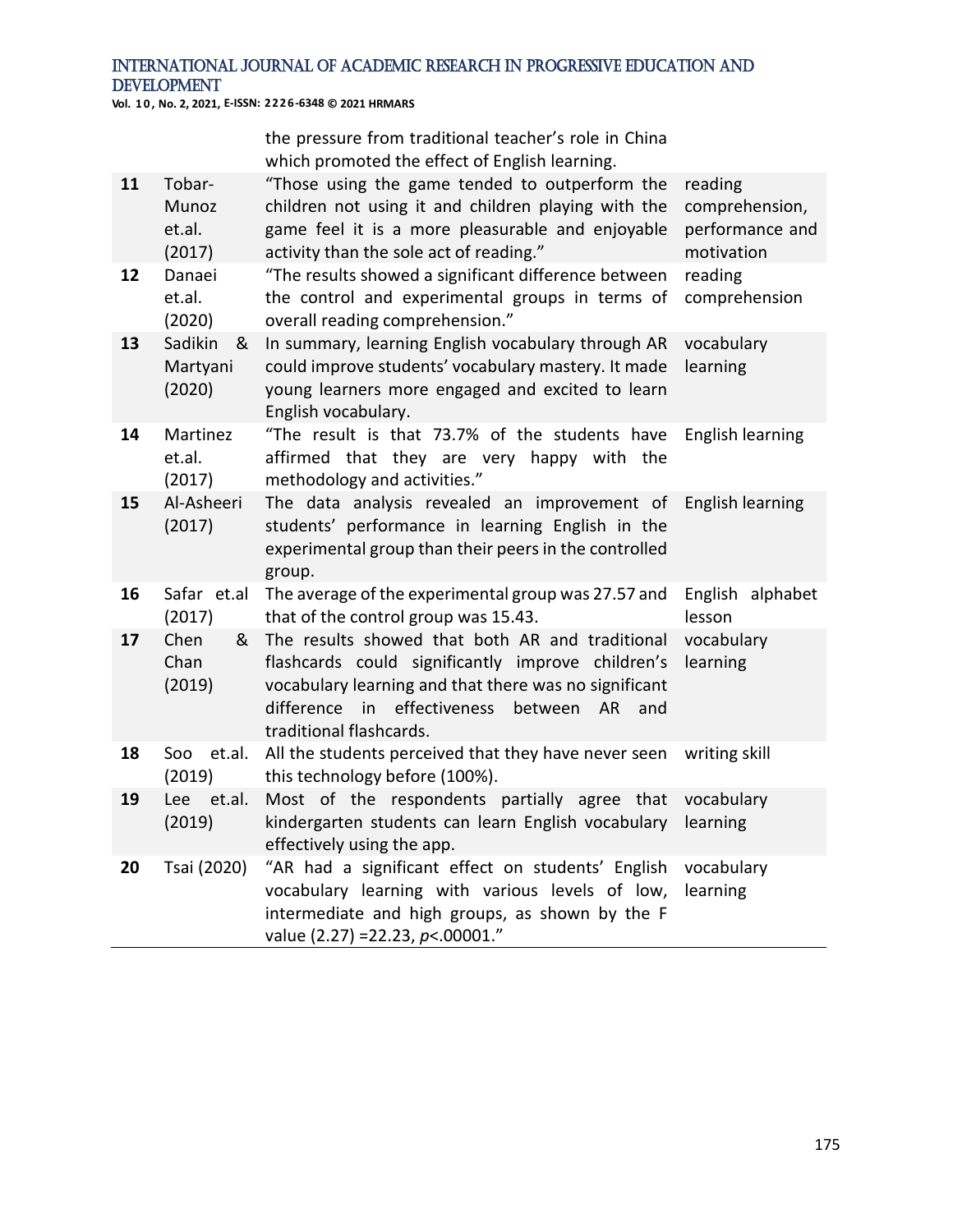| | | | |
|---|---|---|---|
| | | the pressure from traditional teacher's role in China which promoted the effect of English learning. | |
| **11** | Tobar-Munoz et.al. (2017) | "Those using the game tended to outperform the children not using it and children playing with the game feel it is a more pleasurable and enjoyable activity than the sole act of reading." | reading comprehension, performance and motivation |
| **12** | Danaei et.al. (2020) | "The results showed a significant difference between the control and experimental groups in terms of overall reading comprehension." | reading comprehension |
| **13** | Sadikin & Martyani (2020) | In summary, learning English vocabulary through AR could improve students' vocabulary mastery. It made young learners more engaged and excited to learn English vocabulary. | vocabulary learning |
| **14** | Martinez et.al. (2017) | "The result is that 73.7% of the students have affirmed that they are very happy with the methodology and activities." | English learning |
| **15** | Al-Asheeri (2017) | The data analysis revealed an improvement of students' performance in learning English in the experimental group than their peers in the controlled group. | English learning |
| **16** | Safar et.al (2017) | The average of the experimental group was 27.57 and that of the control group was 15.43. | English alphabet lesson |
| **17** | Chen & Chan (2019) | The results showed that both AR and traditional flashcards could significantly improve children's vocabulary learning and that there was no significant difference in effectiveness between AR and traditional flashcards. | vocabulary learning |
| **18** | Soo et.al. (2019) | All the students perceived that they have never seen this technology before (100%). | writing skill |
| **19** | Lee et.al. (2019) | Most of the respondents partially agree that kindergarten students can learn English vocabulary effectively using the app. | vocabulary learning |
| **20** | Tsai (2020) | "AR had a significant effect on students' English vocabulary learning with various levels of low, intermediate and high groups, as shown by the F value (2.27) =22.23, $p<.00001$." | vocabulary learning |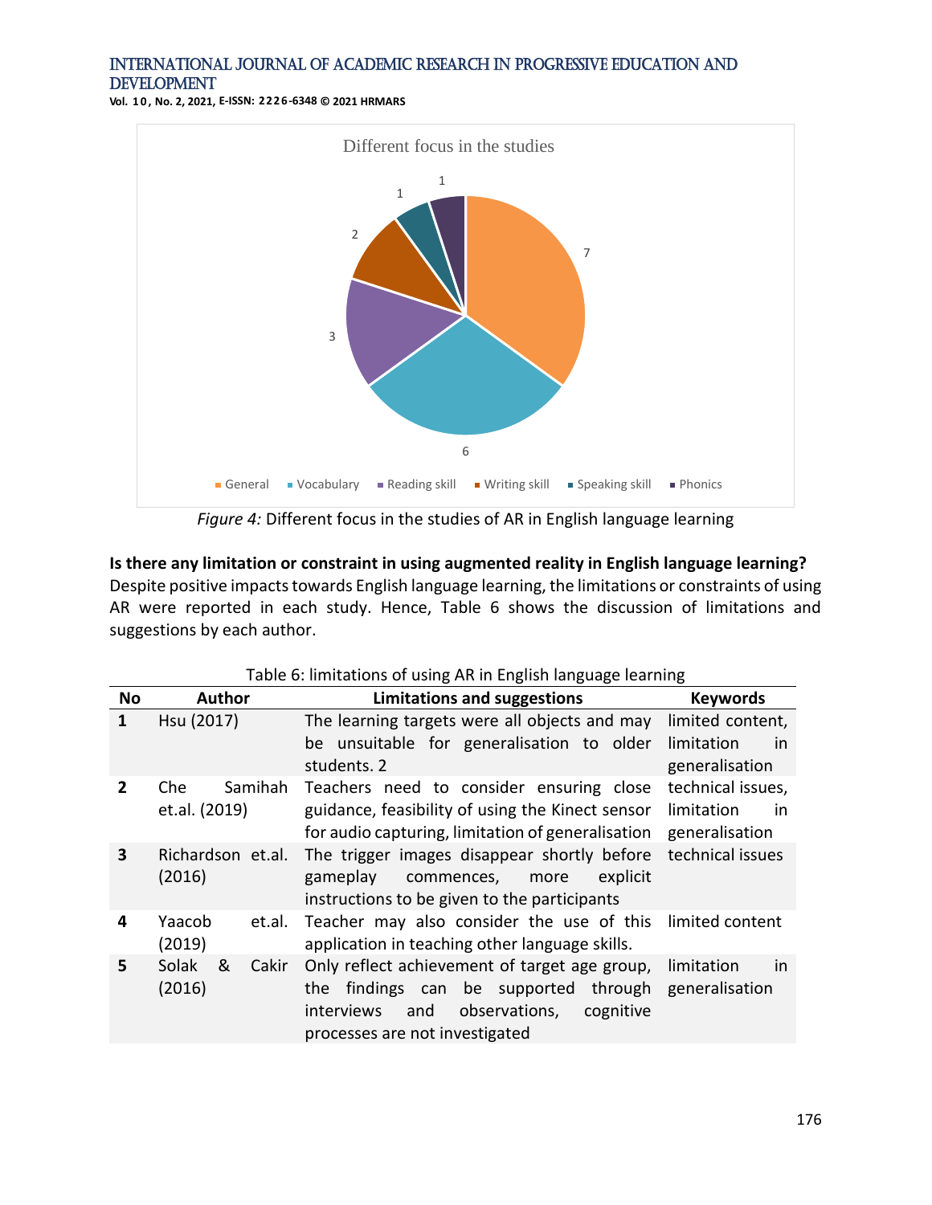Different focus in the studies

| Category | Count |
|---|---|
| General | 7 |
| Vocabulary | 6 |
| Reading skill | 3 |
| Writing skill | 2 |
| Speaking skill | 1 |
| Phonics | 1 |

*Figure 4:* Different focus in the studies of AR in English language learning

**Is there any limitation or constraint in using augmented reality in English language learning?**

Despite positive impacts towards English language learning, the limitations or constraints of using AR were reported in each study. Hence, Table 6 shows the discussion of limitations and suggestions by each author.

Table 6: limitations of using AR in English language learning

| No | Author | Limitations and suggestions | Keywords |
|---|---|---|---|
| **1** | Hsu (2017) | The learning targets were all objects and may be unsuitable for generalisation to older students. 2 | limited content, limitation in generalisation |
| **2** | Che Samihah et.al. (2019) | Teachers need to consider ensuring close guidance, feasibility of using the Kinect sensor for audio capturing, limitation of generalisation | technical issues, limitation in generalisation |
| **3** | Richardson et.al. (2016) | The trigger images disappear shortly before gameplay commences, more explicit instructions to be given to the participants | technical issues |
| **4** | Yaacob et.al. (2019) | Teacher may also consider the use of this application in teaching other language skills. | limited content |
| **5** | Solak & Cakir (2016) | Only reflect achievement of target age group, the findings can be supported through interviews and observations, cognitive processes are not investigated | limitation in generalisation |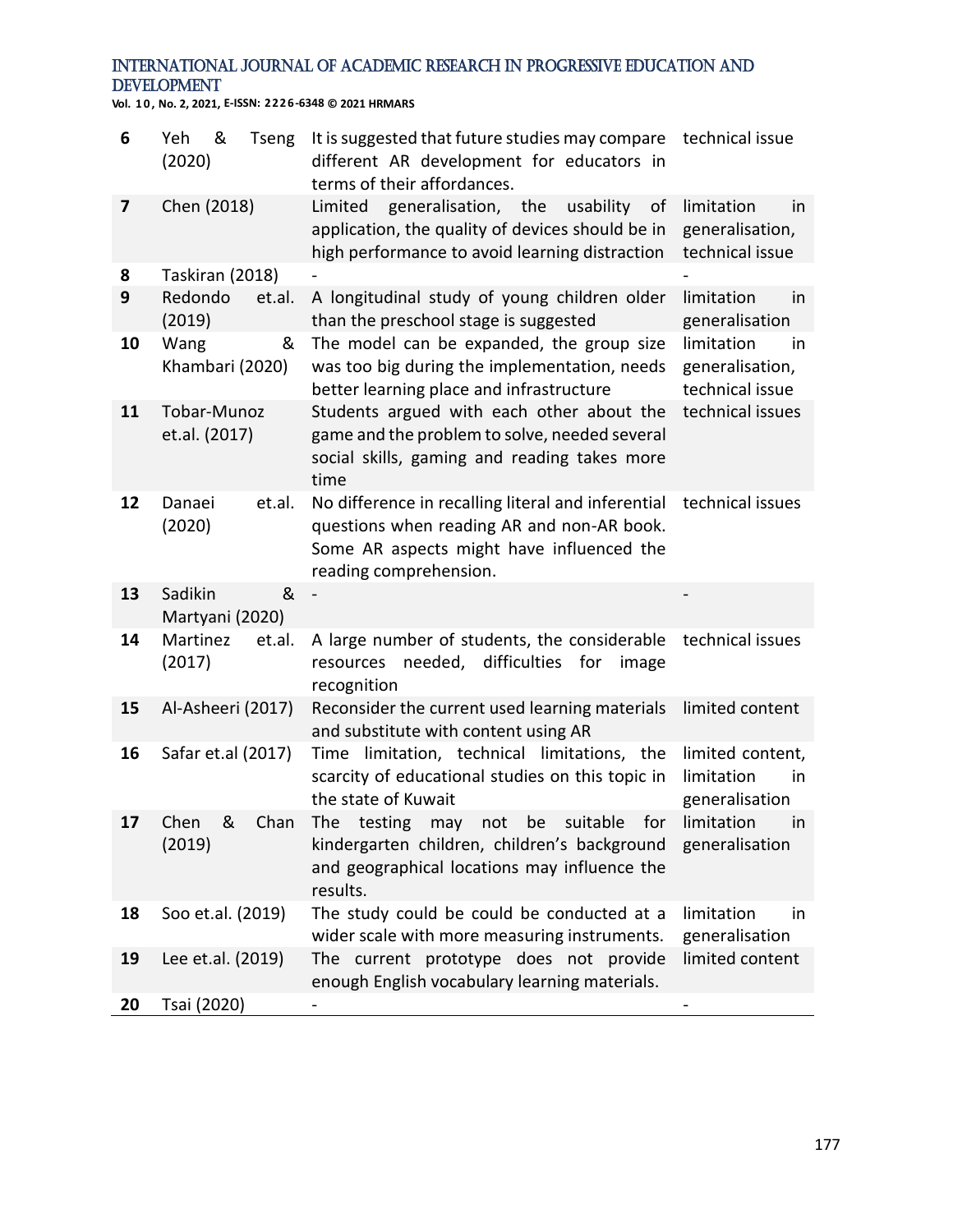| 6 | Yeh & Tseng (2020) | It is suggested that future studies may compare different AR development for educators in terms of their affordances. | technical issue |
|---|---|---|---|
| 7 | Chen (2018) | Limited generalisation, the usability of application, the quality of devices should be in high performance to avoid learning distraction | limitation in generalisation, technical issue |
| 8 | Taskiran (2018) | - | - |
| 9 | Redondo et.al. (2019) | A longitudinal study of young children older than the preschool stage is suggested | limitation in generalisation |
| 10 | Wang & Khambari (2020) | The model can be expanded, the group size was too big during the implementation, needs better learning place and infrastructure | limitation in generalisation, technical issue |
| 11 | Tobar-Munoz et.al. (2017) | Students argued with each other about the game and the problem to solve, needed several social skills, gaming and reading takes more time | technical issues |
| 12 | Danaei et.al. (2020) | No difference in recalling literal and inferential questions when reading AR and non-AR book. Some AR aspects might have influenced the reading comprehension. | technical issues |
| 13 | Sadikin & Martyani (2020) | - | - |
| 14 | Martinez et.al. (2017) | A large number of students, the considerable resources needed, difficulties for image recognition | technical issues |
| 15 | Al-Asheeri (2017) | Reconsider the current used learning materials and substitute with content using AR | limited content |
| 16 | Safar et.al (2017) | Time limitation, technical limitations, the scarcity of educational studies on this topic in the state of Kuwait | limited content, limitation in generalisation |
| 17 | Chen & Chan (2019) | The testing may not be suitable for kindergarten children, children's background and geographical locations may influence the results. | limitation in generalisation |
| 18 | Soo et.al. (2019) | The study could be could be conducted at a wider scale with more measuring instruments. | limitation in generalisation |
| 19 | Lee et.al. (2019) | The current prototype does not provide enough English vocabulary learning materials. | limited content |
| 20 | Tsai (2020) | - | - |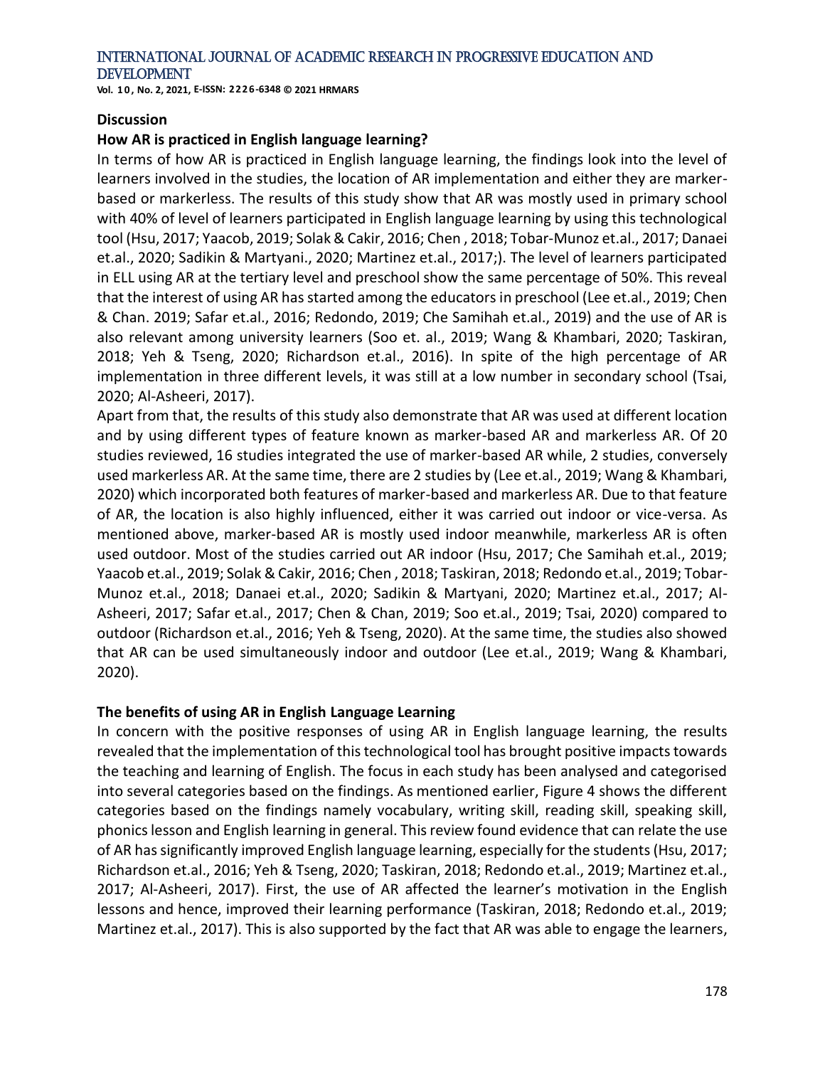## Discussion

### How AR is practiced in English language learning?

In terms of how AR is practiced in English language learning, the findings look into the level of learners involved in the studies, the location of AR implementation and either they are marker-based or markerless. The results of this study show that AR was mostly used in primary school with 40% of level of learners participated in English language learning by using this technological tool (Hsu, 2017; Yaacob, 2019; Solak & Cakir, 2016; Chen , 2018; Tobar-Munoz et.al., 2017; Danaei et.al., 2020; Sadikin & Martyani., 2020; Martinez et.al., 2017;). The level of learners participated in ELL using AR at the tertiary level and preschool show the same percentage of 50%. This reveal that the interest of using AR has started among the educators in preschool (Lee et.al., 2019; Chen & Chan. 2019; Safar et.al., 2016; Redondo, 2019; Che Samihah et.al., 2019) and the use of AR is also relevant among university learners (Soo et. al., 2019; Wang & Khambari, 2020; Taskiran, 2018; Yeh & Tseng, 2020; Richardson et.al., 2016). In spite of the high percentage of AR implementation in three different levels, it was still at a low number in secondary school (Tsai, 2020; Al-Asheeri, 2017).

Apart from that, the results of this study also demonstrate that AR was used at different location and by using different types of feature known as marker-based AR and markerless AR. Of 20 studies reviewed, 16 studies integrated the use of marker-based AR while, 2 studies, conversely used markerless AR. At the same time, there are 2 studies by (Lee et.al., 2019; Wang & Khambari, 2020) which incorporated both features of marker-based and markerless AR. Due to that feature of AR, the location is also highly influenced, either it was carried out indoor or vice-versa. As mentioned above, marker-based AR is mostly used indoor meanwhile, markerless AR is often used outdoor. Most of the studies carried out AR indoor (Hsu, 2017; Che Samihah et.al., 2019; Yaacob et.al., 2019; Solak & Cakir, 2016; Chen , 2018; Taskiran, 2018; Redondo et.al., 2019; Tobar-Munoz et.al., 2018; Danaei et.al., 2020; Sadikin & Martyani, 2020; Martinez et.al., 2017; Al-Asheeri, 2017; Safar et.al., 2017; Chen & Chan, 2019; Soo et.al., 2019; Tsai, 2020) compared to outdoor (Richardson et.al., 2016; Yeh & Tseng, 2020). At the same time, the studies also showed that AR can be used simultaneously indoor and outdoor (Lee et.al., 2019; Wang & Khambari, 2020).

### The benefits of using AR in English Language Learning

In concern with the positive responses of using AR in English language learning, the results revealed that the implementation of this technological tool has brought positive impacts towards the teaching and learning of English. The focus in each study has been analysed and categorised into several categories based on the findings. As mentioned earlier, Figure 4 shows the different categories based on the findings namely vocabulary, writing skill, reading skill, speaking skill, phonics lesson and English learning in general. This review found evidence that can relate the use of AR has significantly improved English language learning, especially for the students (Hsu, 2017; Richardson et.al., 2016; Yeh & Tseng, 2020; Taskiran, 2018; Redondo et.al., 2019; Martinez et.al., 2017; Al-Asheeri, 2017). First, the use of AR affected the learner's motivation in the English lessons and hence, improved their learning performance (Taskiran, 2018; Redondo et.al., 2019; Martinez et.al., 2017). This is also supported by the fact that AR was able to engage the learners,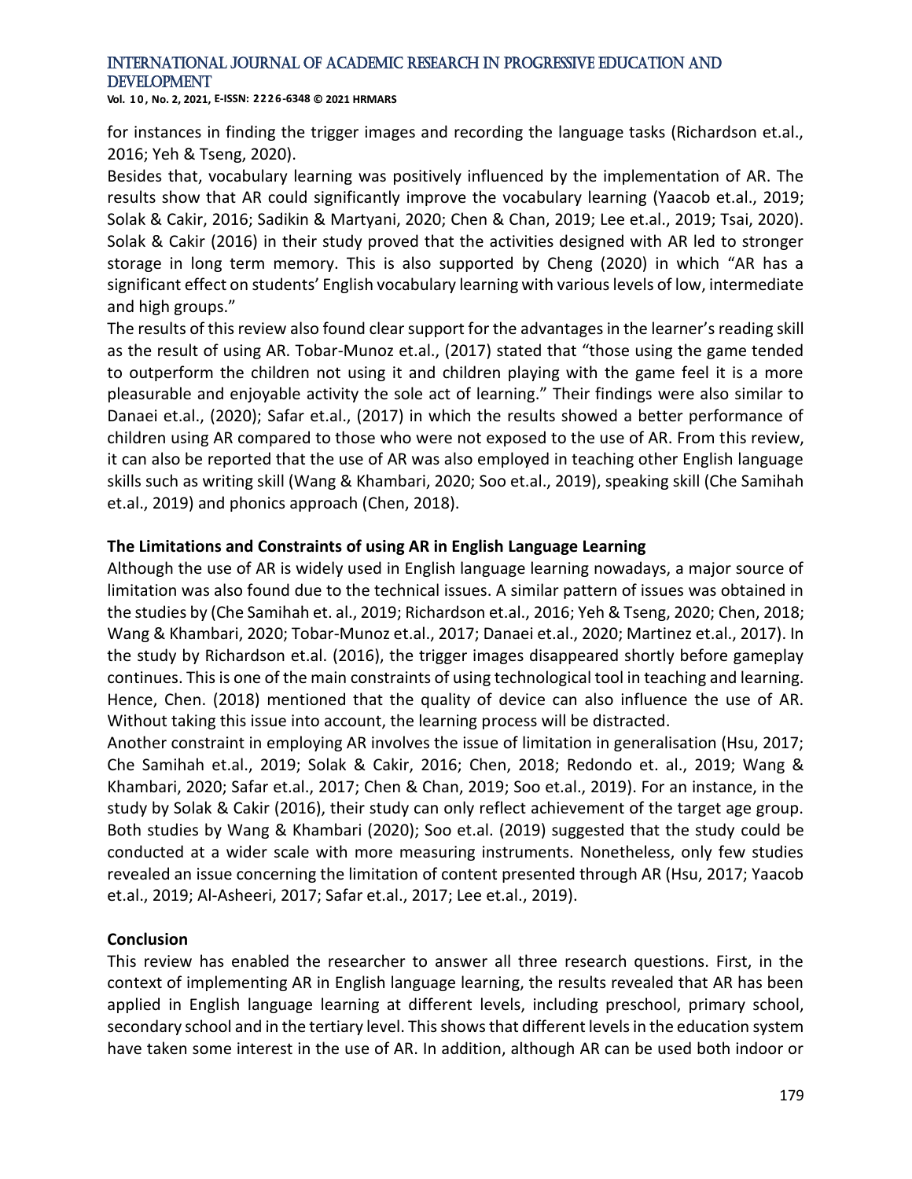for instances in finding the trigger images and recording the language tasks (Richardson et.al., 2016; Yeh & Tseng, 2020).

Besides that, vocabulary learning was positively influenced by the implementation of AR. The results show that AR could significantly improve the vocabulary learning (Yaacob et.al., 2019; Solak & Cakir, 2016; Sadikin & Martyani, 2020; Chen & Chan, 2019; Lee et.al., 2019; Tsai, 2020). Solak & Cakir (2016) in their study proved that the activities designed with AR led to stronger storage in long term memory. This is also supported by Cheng (2020) in which "AR has a significant effect on students' English vocabulary learning with various levels of low, intermediate and high groups."

The results of this review also found clear support for the advantages in the learner's reading skill as the result of using AR. Tobar-Munoz et.al., (2017) stated that "those using the game tended to outperform the children not using it and children playing with the game feel it is a more pleasurable and enjoyable activity the sole act of learning." Their findings were also similar to Danaei et.al., (2020); Safar et.al., (2017) in which the results showed a better performance of children using AR compared to those who were not exposed to the use of AR. From this review, it can also be reported that the use of AR was also employed in teaching other English language skills such as writing skill (Wang & Khambari, 2020; Soo et.al., 2019), speaking skill (Che Samihah et.al., 2019) and phonics approach (Chen, 2018).

### The Limitations and Constraints of using AR in English Language Learning

Although the use of AR is widely used in English language learning nowadays, a major source of limitation was also found due to the technical issues. A similar pattern of issues was obtained in the studies by (Che Samihah et. al., 2019; Richardson et.al., 2016; Yeh & Tseng, 2020; Chen, 2018; Wang & Khambari, 2020; Tobar-Munoz et.al., 2017; Danaei et.al., 2020; Martinez et.al., 2017). In the study by Richardson et.al. (2016), the trigger images disappeared shortly before gameplay continues. This is one of the main constraints of using technological tool in teaching and learning. Hence, Chen. (2018) mentioned that the quality of device can also influence the use of AR. Without taking this issue into account, the learning process will be distracted.

Another constraint in employing AR involves the issue of limitation in generalisation (Hsu, 2017; Che Samihah et.al., 2019; Solak & Cakir, 2016; Chen, 2018; Redondo et. al., 2019; Wang & Khambari, 2020; Safar et.al., 2017; Chen & Chan, 2019; Soo et.al., 2019). For an instance, in the study by Solak & Cakir (2016), their study can only reflect achievement of the target age group. Both studies by Wang & Khambari (2020); Soo et.al. (2019) suggested that the study could be conducted at a wider scale with more measuring instruments. Nonetheless, only few studies revealed an issue concerning the limitation of content presented through AR (Hsu, 2017; Yaacob et.al., 2019; Al-Asheeri, 2017; Safar et.al., 2017; Lee et.al., 2019).

### Conclusion

This review has enabled the researcher to answer all three research questions. First, in the context of implementing AR in English language learning, the results revealed that AR has been applied in English language learning at different levels, including preschool, primary school, secondary school and in the tertiary level. This shows that different levels in the education system have taken some interest in the use of AR. In addition, although AR can be used both indoor or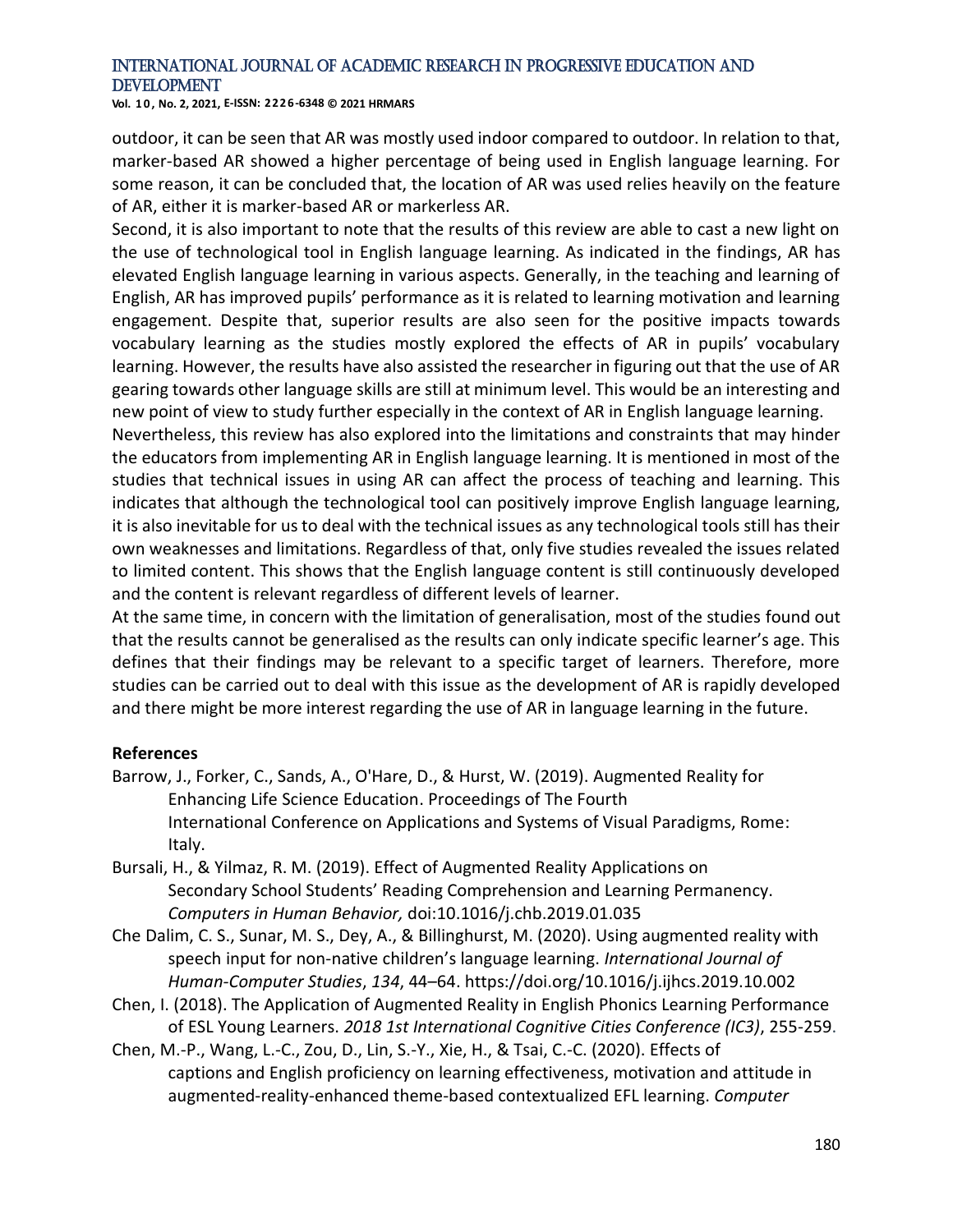outdoor, it can be seen that AR was mostly used indoor compared to outdoor. In relation to that, marker-based AR showed a higher percentage of being used in English language learning. For some reason, it can be concluded that, the location of AR was used relies heavily on the feature of AR, either it is marker-based AR or markerless AR.

Second, it is also important to note that the results of this review are able to cast a new light on the use of technological tool in English language learning. As indicated in the findings, AR has elevated English language learning in various aspects. Generally, in the teaching and learning of English, AR has improved pupils' performance as it is related to learning motivation and learning engagement. Despite that, superior results are also seen for the positive impacts towards vocabulary learning as the studies mostly explored the effects of AR in pupils' vocabulary learning. However, the results have also assisted the researcher in figuring out that the use of AR gearing towards other language skills are still at minimum level. This would be an interesting and new point of view to study further especially in the context of AR in English language learning.

Nevertheless, this review has also explored into the limitations and constraints that may hinder the educators from implementing AR in English language learning. It is mentioned in most of the studies that technical issues in using AR can affect the process of teaching and learning. This indicates that although the technological tool can positively improve English language learning, it is also inevitable for us to deal with the technical issues as any technological tools still has their own weaknesses and limitations. Regardless of that, only five studies revealed the issues related to limited content. This shows that the English language content is still continuously developed and the content is relevant regardless of different levels of learner.

At the same time, in concern with the limitation of generalisation, most of the studies found out that the results cannot be generalised as the results can only indicate specific learner's age. This defines that their findings may be relevant to a specific target of learners. Therefore, more studies can be carried out to deal with this issue as the development of AR is rapidly developed and there might be more interest regarding the use of AR in language learning in the future.

**References**

Barrow, J., Forker, C., Sands, A., O'Hare, D., & Hurst, W. (2019). Augmented Reality for Enhancing Life Science Education. Proceedings of The Fourth International Conference on Applications and Systems of Visual Paradigms, Rome: Italy.

Bursali, H., & Yilmaz, R. M. (2019). Effect of Augmented Reality Applications on Secondary School Students' Reading Comprehension and Learning Permanency. *Computers in Human Behavior,* doi:10.1016/j.chb.2019.01.035

Che Dalim, C. S., Sunar, M. S., Dey, A., & Billinghurst, M. (2020). Using augmented reality with speech input for non-native children's language learning. *International Journal of Human-Computer Studies*, *134*, 44–64. https://doi.org/10.1016/j.ijhcs.2019.10.002

Chen, I. (2018). The Application of Augmented Reality in English Phonics Learning Performance of ESL Young Learners. *2018 1st International Cognitive Cities Conference (IC3)*, 255-259.

Chen, M.-P., Wang, L.-C., Zou, D., Lin, S.-Y., Xie, H., & Tsai, C.-C. (2020). Effects of captions and English proficiency on learning effectiveness, motivation and attitude in augmented-reality-enhanced theme-based contextualized EFL learning. *Computer*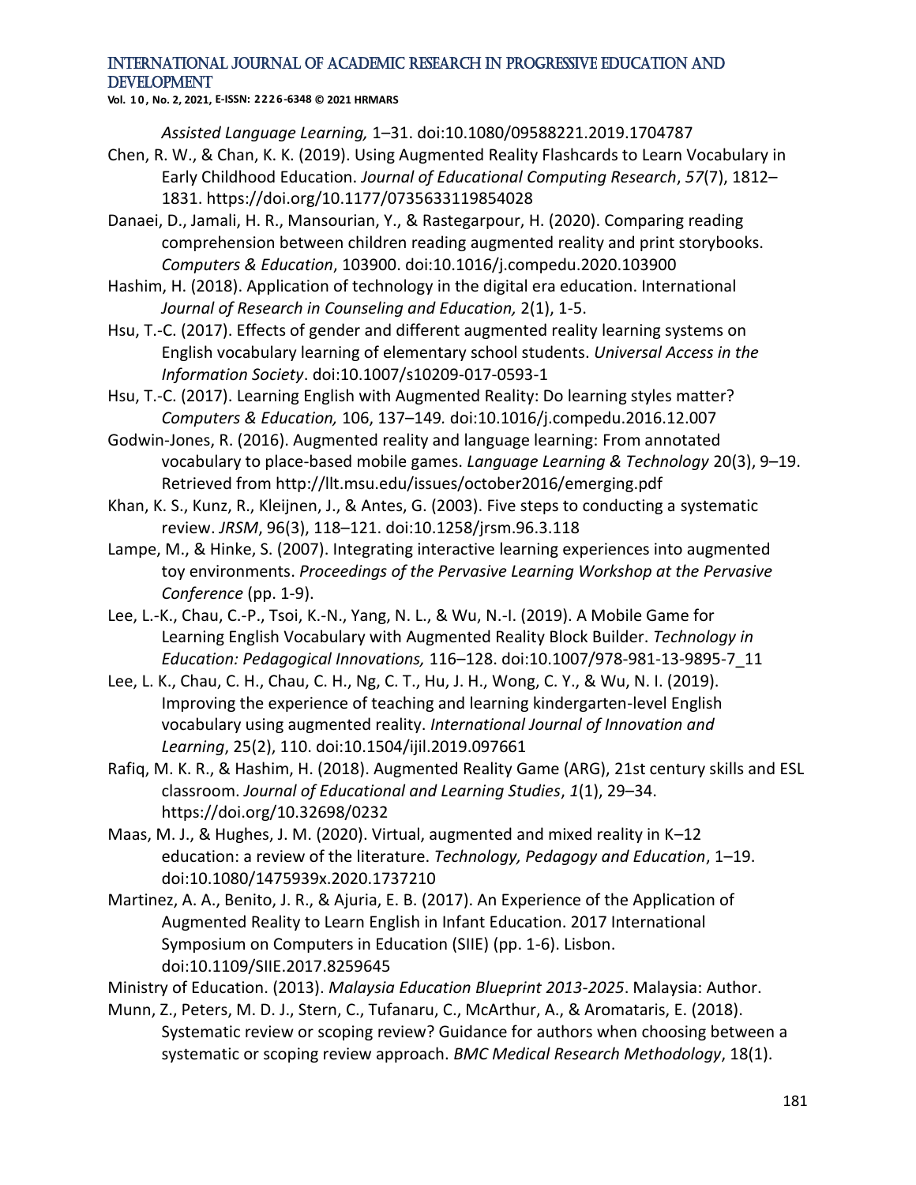*Assisted Language Learning,* 1–31. doi:10.1080/09588221.2019.1704787

Chen, R. W., & Chan, K. K. (2019). Using Augmented Reality Flashcards to Learn Vocabulary in Early Childhood Education. *Journal of Educational Computing Research*, *57*(7), 1812–1831. https://doi.org/10.1177/0735633119854028

Danaei, D., Jamali, H. R., Mansourian, Y., & Rastegarpour, H. (2020). Comparing reading comprehension between children reading augmented reality and print storybooks. *Computers & Education*, 103900. doi:10.1016/j.compedu.2020.103900

Hashim, H. (2018). Application of technology in the digital era education. International *Journal of Research in Counseling and Education,* 2(1), 1-5.

Hsu, T.-C. (2017). Effects of gender and different augmented reality learning systems on English vocabulary learning of elementary school students. *Universal Access in the Information Society*. doi:10.1007/s10209-017-0593-1

Hsu, T.-C. (2017). Learning English with Augmented Reality: Do learning styles matter? *Computers & Education,* 106, 137–149*.* doi:10.1016/j.compedu.2016.12.007

Godwin-Jones, R. (2016). Augmented reality and language learning: From annotated vocabulary to place-based mobile games. *Language Learning & Technology* 20(3), 9–19. Retrieved from http://llt.msu.edu/issues/october2016/emerging.pdf

Khan, K. S., Kunz, R., Kleijnen, J., & Antes, G. (2003). Five steps to conducting a systematic review. *JRSM*, 96(3), 118–121. doi:10.1258/jrsm.96.3.118

Lampe, M., & Hinke, S. (2007). Integrating interactive learning experiences into augmented toy environments. *Proceedings of the Pervasive Learning Workshop at the Pervasive Conference* (pp. 1-9).

Lee, L.-K., Chau, C.-P., Tsoi, K.-N., Yang, N. L., & Wu, N.-I. (2019). A Mobile Game for Learning English Vocabulary with Augmented Reality Block Builder. *Technology in Education: Pedagogical Innovations,* 116–128. doi:10.1007/978-981-13-9895-7_11

Lee, L. K., Chau, C. H., Chau, C. H., Ng, C. T., Hu, J. H., Wong, C. Y., & Wu, N. I. (2019). Improving the experience of teaching and learning kindergarten-level English vocabulary using augmented reality. *International Journal of Innovation and Learning*, 25(2), 110. doi:10.1504/ijil.2019.097661

Rafiq, M. K. R., & Hashim, H. (2018). Augmented Reality Game (ARG), 21st century skills and ESL classroom. *Journal of Educational and Learning Studies*, *1*(1), 29–34. https://doi.org/10.32698/0232

Maas, M. J., & Hughes, J. M. (2020). Virtual, augmented and mixed reality in K–12 education: a review of the literature. *Technology, Pedagogy and Education*, 1–19. doi:10.1080/1475939x.2020.1737210

Martinez, A. A., Benito, J. R., & Ajuria, E. B. (2017). An Experience of the Application of Augmented Reality to Learn English in Infant Education. 2017 International Symposium on Computers in Education (SIIE) (pp. 1-6). Lisbon. doi:10.1109/SIIE.2017.8259645

Ministry of Education. (2013). *Malaysia Education Blueprint 2013-2025*. Malaysia: Author.

Munn, Z., Peters, M. D. J., Stern, C., Tufanaru, C., McArthur, A., & Aromataris, E. (2018). Systematic review or scoping review? Guidance for authors when choosing between a systematic or scoping review approach. *BMC Medical Research Methodology*, 18(1).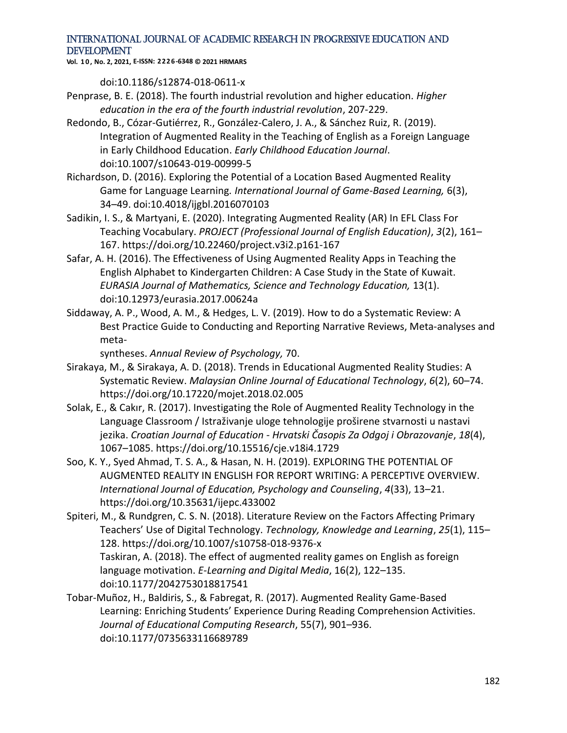doi:10.1186/s12874-018-0611-x

Penprase, B. E. (2018). The fourth industrial revolution and higher education. *Higher education in the era of the fourth industrial revolution*, 207-229.

Redondo, B., Cózar-Gutiérrez, R., González-Calero, J. A., & Sánchez Ruiz, R. (2019). Integration of Augmented Reality in the Teaching of English as a Foreign Language in Early Childhood Education. *Early Childhood Education Journal*. doi:10.1007/s10643-019-00999-5

Richardson, D. (2016). Exploring the Potential of a Location Based Augmented Reality Game for Language Learning. *International Journal of Game-Based Learning,* 6(3), 34–49. doi:10.4018/ijgbl.2016070103

Sadikin, I. S., & Martyani, E. (2020). Integrating Augmented Reality (AR) In EFL Class For Teaching Vocabulary. *PROJECT (Professional Journal of English Education)*, *3*(2), 161–167. https://doi.org/10.22460/project.v3i2.p161-167

Safar, A. H. (2016). The Effectiveness of Using Augmented Reality Apps in Teaching the English Alphabet to Kindergarten Children: A Case Study in the State of Kuwait. *EURASIA Journal of Mathematics, Science and Technology Education,* 13(1). doi:10.12973/eurasia.2017.00624a

Siddaway, A. P., Wood, A. M., & Hedges, L. V. (2019). How to do a Systematic Review: A Best Practice Guide to Conducting and Reporting Narrative Reviews, Meta-analyses and meta-syntheses. *Annual Review of Psychology,* 70.

Sirakaya, M., & Sirakaya, A. D. (2018). Trends in Educational Augmented Reality Studies: A Systematic Review. *Malaysian Online Journal of Educational Technology*, *6*(2), 60–74. https://doi.org/10.17220/mojet.2018.02.005

Solak, E., & Cakır, R. (2017). Investigating the Role of Augmented Reality Technology in the Language Classroom / Istraživanje uloge tehnologije proširene stvarnosti u nastavi jezika. *Croatian Journal of Education - Hrvatski Časopis Za Odgoj i Obrazovanje*, *18*(4), 1067–1085. https://doi.org/10.15516/cje.v18i4.1729

Soo, K. Y., Syed Ahmad, T. S. A., & Hasan, N. H. (2019). EXPLORING THE POTENTIAL OF AUGMENTED REALITY IN ENGLISH FOR REPORT WRITING: A PERCEPTIVE OVERVIEW. *International Journal of Education, Psychology and Counseling*, *4*(33), 13–21. https://doi.org/10.35631/ijepc.433002

Spiteri, M., & Rundgren, C. S. N. (2018). Literature Review on the Factors Affecting Primary Teachers' Use of Digital Technology. *Technology, Knowledge and Learning*, *25*(1), 115–128. https://doi.org/10.1007/s10758-018-9376-x

Taskiran, A. (2018). The effect of augmented reality games on English as foreign language motivation. *E-Learning and Digital Media*, 16(2), 122–135. doi:10.1177/2042753018817541

Tobar-Muñoz, H., Baldiris, S., & Fabregat, R. (2017). Augmented Reality Game-Based Learning: Enriching Students' Experience During Reading Comprehension Activities. *Journal of Educational Computing Research*, 55(7), 901–936. doi:10.1177/0735633116689789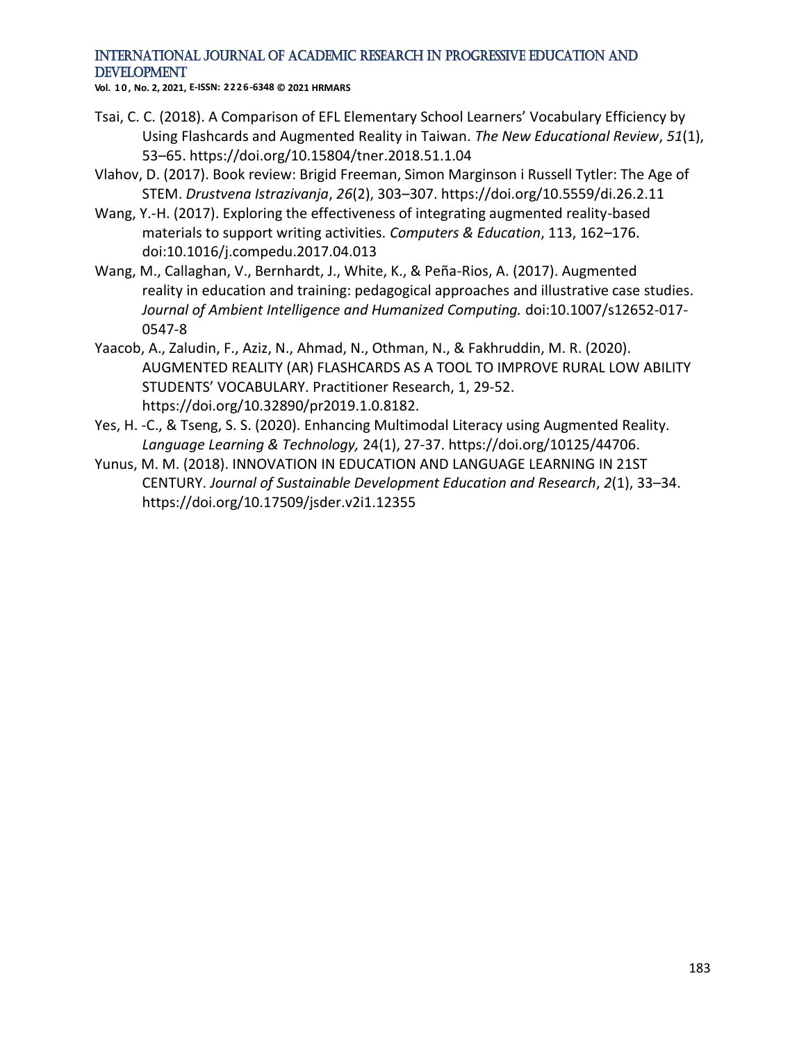Tsai, C. C. (2018). A Comparison of EFL Elementary School Learners' Vocabulary Efficiency by Using Flashcards and Augmented Reality in Taiwan. *The New Educational Review*, *51*(1), 53–65. https://doi.org/10.15804/tner.2018.51.1.04

Vlahov, D. (2017). Book review: Brigid Freeman, Simon Marginson i Russell Tytler: The Age of STEM. *Drustvena Istrazivanja*, *26*(2), 303–307. https://doi.org/10.5559/di.26.2.11

Wang, Y.-H. (2017). Exploring the effectiveness of integrating augmented reality-based materials to support writing activities. *Computers & Education*, 113, 162–176. doi:10.1016/j.compedu.2017.04.013

Wang, M., Callaghan, V., Bernhardt, J., White, K., & Peña-Rios, A. (2017). Augmented reality in education and training: pedagogical approaches and illustrative case studies. *Journal of Ambient Intelligence and Humanized Computing.* doi:10.1007/s12652-017-0547-8

Yaacob, A., Zaludin, F., Aziz, N., Ahmad, N., Othman, N., & Fakhruddin, M. R. (2020). AUGMENTED REALITY (AR) FLASHCARDS AS A TOOL TO IMPROVE RURAL LOW ABILITY STUDENTS' VOCABULARY. Practitioner Research, 1, 29-52. https://doi.org/10.32890/pr2019.1.0.8182.

Yes, H. -C., & Tseng, S. S. (2020). Enhancing Multimodal Literacy using Augmented Reality. *Language Learning & Technology,* 24(1), 27-37. https://doi.org/10125/44706.

Yunus, M. M. (2018). INNOVATION IN EDUCATION AND LANGUAGE LEARNING IN 21ST CENTURY. *Journal of Sustainable Development Education and Research*, *2*(1), 33–34. https://doi.org/10.17509/jsder.v2i1.12355